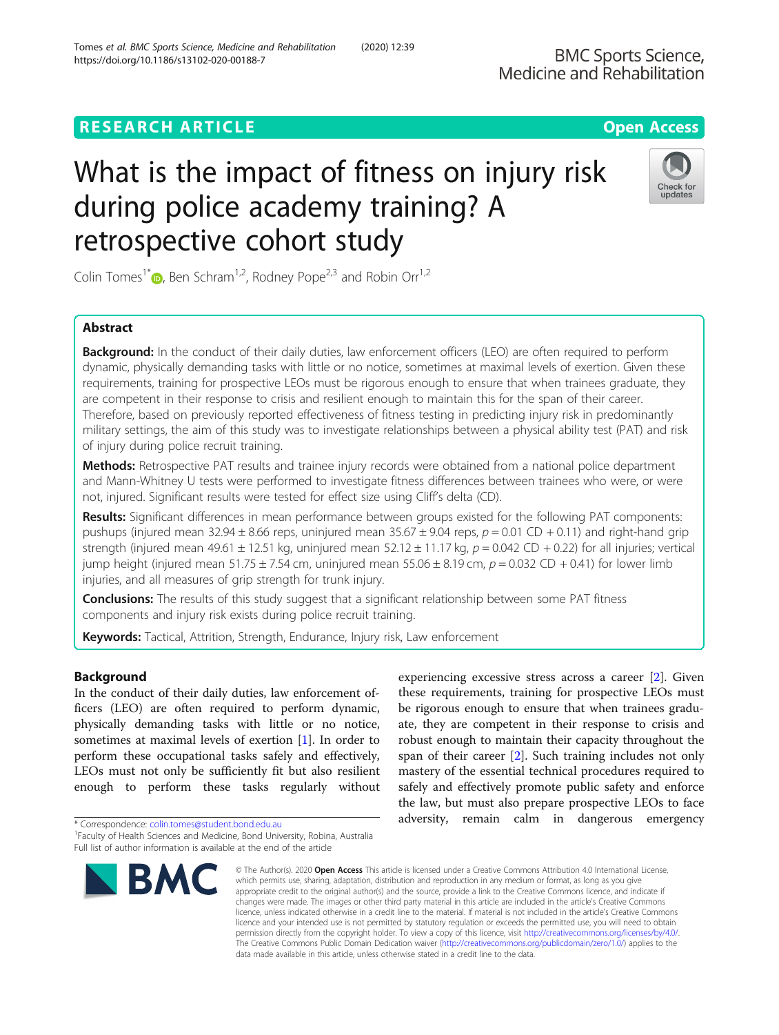# What is the impact of fitness on injury risk during police academy training? A retrospective cohort study

Colin Tomes[1*], Ben Schram[1,2], Rodney Pope[2,3] and Robin Orr[1,2]

## Abstract

**Background:** In the conduct of their daily duties, law enforcement officers (LEO) are often required to perform dynamic, physically demanding tasks with little or no notice, sometimes at maximal levels of exertion. Given these requirements, training for prospective LEOs must be rigorous enough to ensure that when trainees graduate, they are competent in their response to crisis and resilient enough to maintain this for the span of their career. Therefore, based on previously reported effectiveness of fitness testing in predicting injury risk in predominantly military settings, the aim of this study was to investigate relationships between a physical ability test (PAT) and risk of injury during police recruit training.

**Methods:** Retrospective PAT results and trainee injury records were obtained from a national police department and Mann-Whitney U tests were performed to investigate fitness differences between trainees who were, or were not, injured. Significant results were tested for effect size using Cliff's delta (CD).

**Results:** Significant differences in mean performance between groups existed for the following PAT components: pushups (injured mean 32.94 ± 8.66 reps, uninjured mean 35.67 ± 9.04 reps, $p = 0.01$ CD + 0.11) and right-hand grip strength (injured mean 49.61 ± 12.51 kg, uninjured mean 52.12 ± 11.17 kg, $p = 0.042$ CD + 0.22) for all injuries; vertical jump height (injured mean 51.75 ± 7.54 cm, uninjured mean 55.06 ± 8.19 cm, $p = 0.032$ CD + 0.41) for lower limb injuries, and all measures of grip strength for trunk injury.

**Conclusions:** The results of this study suggest that a significant relationship between some PAT fitness components and injury risk exists during police recruit training.

**Keywords:** Tactical, Attrition, Strength, Endurance, Injury risk, Law enforcement

## Background

In the conduct of their daily duties, law enforcement officers (LEO) are often required to perform dynamic, physically demanding tasks with little or no notice, sometimes at maximal levels of exertion [1]. In order to perform these occupational tasks safely and effectively, LEOs must not only be sufficiently fit but also resilient enough to perform these tasks regularly without experiencing excessive stress across a career [2]. Given these requirements, training for prospective LEOs must be rigorous enough to ensure that when trainees graduate, they are competent in their response to crisis and robust enough to maintain their capacity throughout the span of their career [2]. Such training includes not only mastery of the essential technical procedures required to safely and effectively promote public safety and enforce the law, but must also prepare prospective LEOs to face adversity, remain calm in dangerous emergency

\* Correspondence: colin.tomes@student.bond.edu.au
[1]Faculty of Health Sciences and Medicine, Bond University, Robina, Australia
Full list of author information is available at the end of the article

© The Author(s). 2020 **Open Access** This article is licensed under a Creative Commons Attribution 4.0 International License, which permits use, sharing, adaptation, distribution and reproduction in any medium or format, as long as you give appropriate credit to the original author(s) and the source, provide a link to the Creative Commons licence, and indicate if changes were made. The images or other third party material in this article are included in the article's Creative Commons licence, unless indicated otherwise in a credit line to the material. If material is not included in the article's Creative Commons licence and your intended use is not permitted by statutory regulation or exceeds the permitted use, you will need to obtain permission directly from the copyright holder. To view a copy of this licence, visit http://creativecommons.org/licenses/by/4.0/. The Creative Commons Public Domain Dedication waiver (http://creativecommons.org/publicdomain/zero/1.0/) applies to the data made available in this article, unless otherwise stated in a credit line to the data.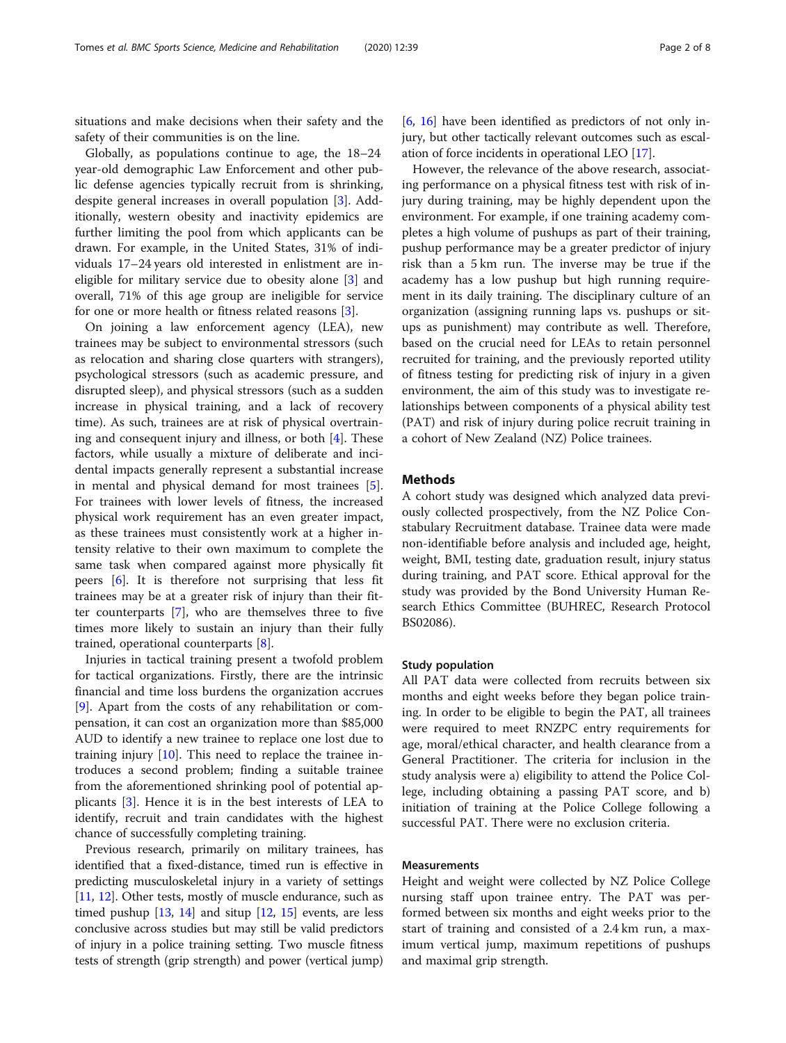situations and make decisions when their safety and the safety of their communities is on the line.

Globally, as populations continue to age, the 18–24 year-old demographic Law Enforcement and other public defense agencies typically recruit from is shrinking, despite general increases in overall population [3]. Additionally, western obesity and inactivity epidemics are further limiting the pool from which applicants can be drawn. For example, in the United States, 31% of individuals 17–24 years old interested in enlistment are ineligible for military service due to obesity alone [3] and overall, 71% of this age group are ineligible for service for one or more health or fitness related reasons [3].

On joining a law enforcement agency (LEA), new trainees may be subject to environmental stressors (such as relocation and sharing close quarters with strangers), psychological stressors (such as academic pressure, and disrupted sleep), and physical stressors (such as a sudden increase in physical training, and a lack of recovery time). As such, trainees are at risk of physical overtraining and consequent injury and illness, or both [4]. These factors, while usually a mixture of deliberate and incidental impacts generally represent a substantial increase in mental and physical demand for most trainees [5]. For trainees with lower levels of fitness, the increased physical work requirement has an even greater impact, as these trainees must consistently work at a higher intensity relative to their own maximum to complete the same task when compared against more physically fit peers [6]. It is therefore not surprising that less fit trainees may be at a greater risk of injury than their fitter counterparts [7], who are themselves three to five times more likely to sustain an injury than their fully trained, operational counterparts [8].

Injuries in tactical training present a twofold problem for tactical organizations. Firstly, there are the intrinsic financial and time loss burdens the organization accrues [9]. Apart from the costs of any rehabilitation or compensation, it can cost an organization more than $85,000 AUD to identify a new trainee to replace one lost due to training injury [10]. This need to replace the trainee introduces a second problem; finding a suitable trainee from the aforementioned shrinking pool of potential applicants [3]. Hence it is in the best interests of LEA to identify, recruit and train candidates with the highest chance of successfully completing training.

Previous research, primarily on military trainees, has identified that a fixed-distance, timed run is effective in predicting musculoskeletal injury in a variety of settings [11, 12]. Other tests, mostly of muscle endurance, such as timed pushup [13, 14] and situp [12, 15] events, are less conclusive across studies but may still be valid predictors of injury in a police training setting. Two muscle fitness tests of strength (grip strength) and power (vertical jump) [6, 16] have been identified as predictors of not only injury, but other tactically relevant outcomes such as escalation of force incidents in operational LEO [17].

However, the relevance of the above research, associating performance on a physical fitness test with risk of injury during training, may be highly dependent upon the environment. For example, if one training academy completes a high volume of pushups as part of their training, pushup performance may be a greater predictor of injury risk than a 5 km run. The inverse may be true if the academy has a low pushup but high running requirement in its daily training. The disciplinary culture of an organization (assigning running laps vs. pushups or situps as punishment) may contribute as well. Therefore, based on the crucial need for LEAs to retain personnel recruited for training, and the previously reported utility of fitness testing for predicting risk of injury in a given environment, the aim of this study was to investigate relationships between components of a physical ability test (PAT) and risk of injury during police recruit training in a cohort of New Zealand (NZ) Police trainees.

## Methods

A cohort study was designed which analyzed data previously collected prospectively, from the NZ Police Constabulary Recruitment database. Trainee data were made non-identifiable before analysis and included age, height, weight, BMI, testing date, graduation result, injury status during training, and PAT score. Ethical approval for the study was provided by the Bond University Human Research Ethics Committee (BUHREC, Research Protocol BS02086).

### Study population

All PAT data were collected from recruits between six months and eight weeks before they began police training. In order to be eligible to begin the PAT, all trainees were required to meet RNZPC entry requirements for age, moral/ethical character, and health clearance from a General Practitioner. The criteria for inclusion in the study analysis were a) eligibility to attend the Police College, including obtaining a passing PAT score, and b) initiation of training at the Police College following a successful PAT. There were no exclusion criteria.

### Measurements

Height and weight were collected by NZ Police College nursing staff upon trainee entry. The PAT was performed between six months and eight weeks prior to the start of training and consisted of a 2.4 km run, a maximum vertical jump, maximum repetitions of pushups and maximal grip strength.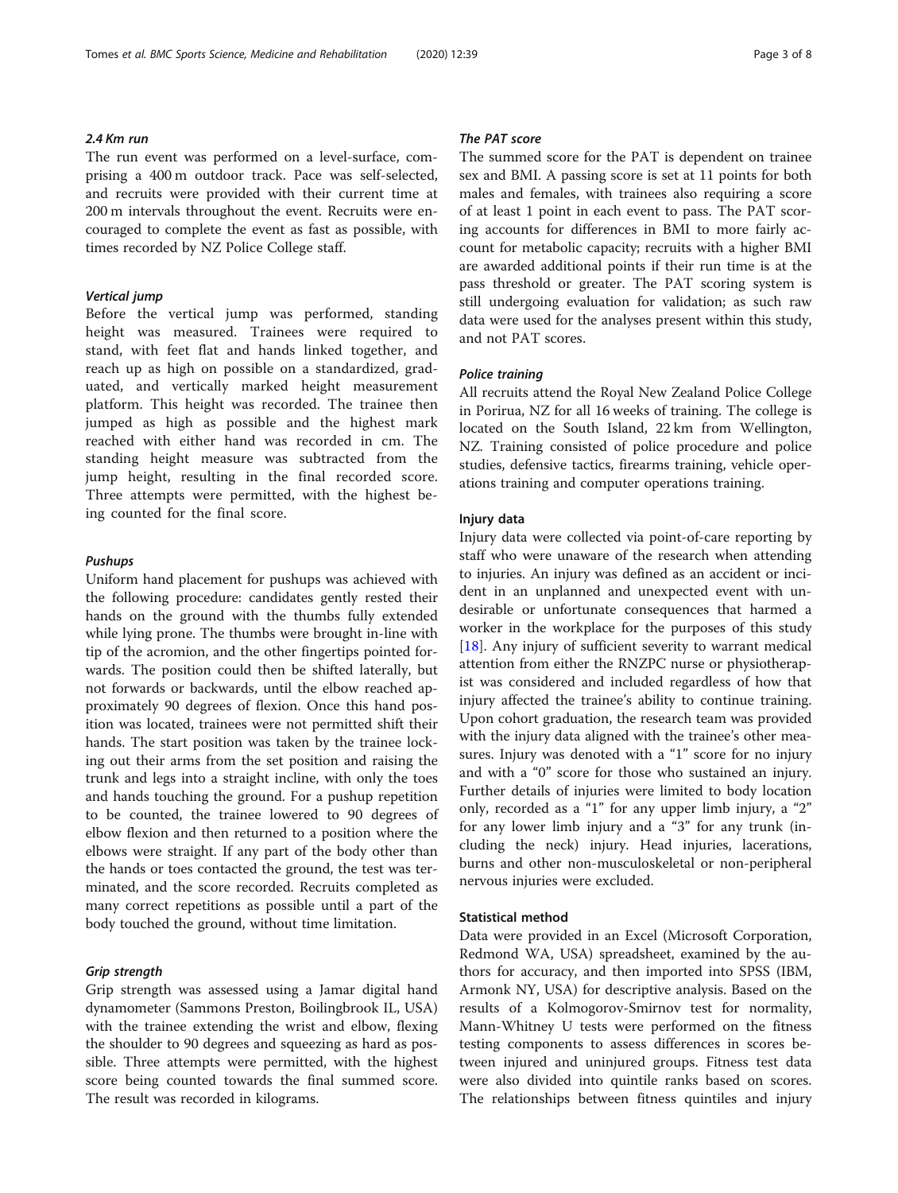#### *2.4 Km run*

The run event was performed on a level-surface, comprising a 400 m outdoor track. Pace was self-selected, and recruits were provided with their current time at 200 m intervals throughout the event. Recruits were encouraged to complete the event as fast as possible, with times recorded by NZ Police College staff.

#### *Vertical jump*

Before the vertical jump was performed, standing height was measured. Trainees were required to stand, with feet flat and hands linked together, and reach up as high on possible on a standardized, graduated, and vertically marked height measurement platform. This height was recorded. The trainee then jumped as high as possible and the highest mark reached with either hand was recorded in cm. The standing height measure was subtracted from the jump height, resulting in the final recorded score. Three attempts were permitted, with the highest being counted for the final score.

#### *Pushups*

Uniform hand placement for pushups was achieved with the following procedure: candidates gently rested their hands on the ground with the thumbs fully extended while lying prone. The thumbs were brought in-line with tip of the acromion, and the other fingertips pointed forwards. The position could then be shifted laterally, but not forwards or backwards, until the elbow reached approximately 90 degrees of flexion. Once this hand position was located, trainees were not permitted shift their hands. The start position was taken by the trainee locking out their arms from the set position and raising the trunk and legs into a straight incline, with only the toes and hands touching the ground. For a pushup repetition to be counted, the trainee lowered to 90 degrees of elbow flexion and then returned to a position where the elbows were straight. If any part of the body other than the hands or toes contacted the ground, the test was terminated, and the score recorded. Recruits completed as many correct repetitions as possible until a part of the body touched the ground, without time limitation.

#### *Grip strength*

Grip strength was assessed using a Jamar digital hand dynamometer (Sammons Preston, Boilingbrook IL, USA) with the trainee extending the wrist and elbow, flexing the shoulder to 90 degrees and squeezing as hard as possible. Three attempts were permitted, with the highest score being counted towards the final summed score. The result was recorded in kilograms.

#### *The PAT score*

The summed score for the PAT is dependent on trainee sex and BMI. A passing score is set at 11 points for both males and females, with trainees also requiring a score of at least 1 point in each event to pass. The PAT scoring accounts for differences in BMI to more fairly account for metabolic capacity; recruits with a higher BMI are awarded additional points if their run time is at the pass threshold or greater. The PAT scoring system is still undergoing evaluation for validation; as such raw data were used for the analyses present within this study, and not PAT scores.

#### *Police training*

All recruits attend the Royal New Zealand Police College in Porirua, NZ for all 16 weeks of training. The college is located on the South Island, 22 km from Wellington, NZ. Training consisted of police procedure and police studies, defensive tactics, firearms training, vehicle operations training and computer operations training.

### Injury data

Injury data were collected via point-of-care reporting by staff who were unaware of the research when attending to injuries. An injury was defined as an accident or incident in an unplanned and unexpected event with undesirable or unfortunate consequences that harmed a worker in the workplace for the purposes of this study [18]. Any injury of sufficient severity to warrant medical attention from either the RNZPC nurse or physiotherapist was considered and included regardless of how that injury affected the trainee's ability to continue training. Upon cohort graduation, the research team was provided with the injury data aligned with the trainee's other measures. Injury was denoted with a "1" score for no injury and with a "0" score for those who sustained an injury. Further details of injuries were limited to body location only, recorded as a "1" for any upper limb injury, a "2" for any lower limb injury and a "3" for any trunk (including the neck) injury. Head injuries, lacerations, burns and other non-musculoskeletal or non-peripheral nervous injuries were excluded.

### Statistical method

Data were provided in an Excel (Microsoft Corporation, Redmond WA, USA) spreadsheet, examined by the authors for accuracy, and then imported into SPSS (IBM, Armonk NY, USA) for descriptive analysis. Based on the results of a Kolmogorov-Smirnov test for normality, Mann-Whitney U tests were performed on the fitness testing components to assess differences in scores between injured and uninjured groups. Fitness test data were also divided into quintile ranks based on scores. The relationships between fitness quintiles and injury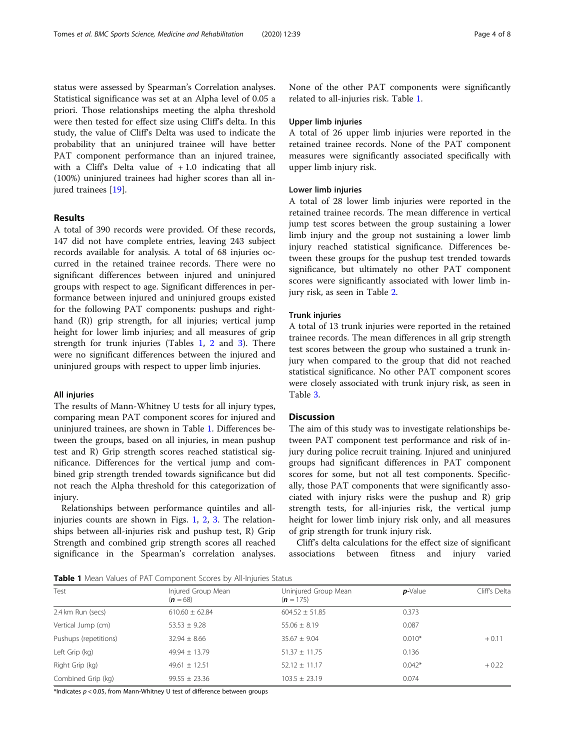status were assessed by Spearman's Correlation analyses. Statistical significance was set at an Alpha level of 0.05 a priori. Those relationships meeting the alpha threshold were then tested for effect size using Cliff's delta. In this study, the value of Cliff's Delta was used to indicate the probability that an uninjured trainee will have better PAT component performance than an injured trainee, with a Cliff's Delta value of + 1.0 indicating that all (100%) uninjured trainees had higher scores than all injured trainees [19].

## Results

A total of 390 records were provided. Of these records, 147 did not have complete entries, leaving 243 subject records available for analysis. A total of 68 injuries occurred in the retained trainee records. There were no significant differences between injured and uninjured groups with respect to age. Significant differences in performance between injured and uninjured groups existed for the following PAT components: pushups and right-hand (R)) grip strength, for all injuries; vertical jump height for lower limb injuries; and all measures of grip strength for trunk injuries (Tables 1, 2 and 3). There were no significant differences between the injured and uninjured groups with respect to upper limb injuries.

### All injuries

The results of Mann-Whitney U tests for all injury types, comparing mean PAT component scores for injured and uninjured trainees, are shown in Table 1. Differences between the groups, based on all injuries, in mean pushup test and R) Grip strength scores reached statistical significance. Differences for the vertical jump and combined grip strength trended towards significance but did not reach the Alpha threshold for this categorization of injury.

Relationships between performance quintiles and all-injuries counts are shown in Figs. 1, 2, 3. The relationships between all-injuries risk and pushup test, R) Grip Strength and combined grip strength scores all reached significance in the Spearman's correlation analyses. None of the other PAT components were significantly related to all-injuries risk. Table 1.

### Upper limb injuries

A total of 26 upper limb injuries were reported in the retained trainee records. None of the PAT component measures were significantly associated specifically with upper limb injury risk.

### Lower limb injuries

A total of 28 lower limb injuries were reported in the retained trainee records. The mean difference in vertical jump test scores between the group sustaining a lower limb injury and the group not sustaining a lower limb injury reached statistical significance. Differences between these groups for the pushup test trended towards significance, but ultimately no other PAT component scores were significantly associated with lower limb injury risk, as seen in Table 2.

### Trunk injuries

A total of 13 trunk injuries were reported in the retained trainee records. The mean differences in all grip strength test scores between the group who sustained a trunk injury when compared to the group that did not reached statistical significance. No other PAT component scores were closely associated with trunk injury risk, as seen in Table 3.

## Discussion

The aim of this study was to investigate relationships between PAT component test performance and risk of injury during police recruit training. Injured and uninjured groups had significant differences in PAT component scores for some, but not all test components. Specifically, those PAT components that were significantly associated with injury risks were the pushup and R) grip strength tests, for all-injuries risk, the vertical jump height for lower limb injury risk only, and all measures of grip strength for trunk injury risk.

Cliff's delta calculations for the effect size of significant associations between fitness and injury varied

**Table 1** Mean Values of PAT Component Scores by All-Injuries Status

| Test | Injured Group Mean (***n*** = 68) | Uninjured Group Mean (***n*** = 175) | ***p***-Value | Cliff's Delta |
|---|---|---|---|---|
| 2.4 km Run (secs) | 610.60 ± 62.84 | 604.52 ± 51.85 | 0.373 | |
| Vertical Jump (cm) | 53.53 ± 9.28 | 55.06 ± 8.19 | 0.087 | |
| Pushups (repetitions) | 32.94 ± 8.66 | 35.67 ± 9.04 | 0.010* | + 0.11 |
| Left Grip (kg) | 49.94 ± 13.79 | 51.37 ± 11.75 | 0.136 | |
| Right Grip (kg) | 49.61 ± 12.51 | 52.12 ± 11.17 | 0.042* | + 0.22 |
| Combined Grip (kg) | 99.55 ± 23.36 | 103.5 ± 23.19 | 0.074 | |

*Indicates $p < 0.05$, from Mann-Whitney U test of difference between groups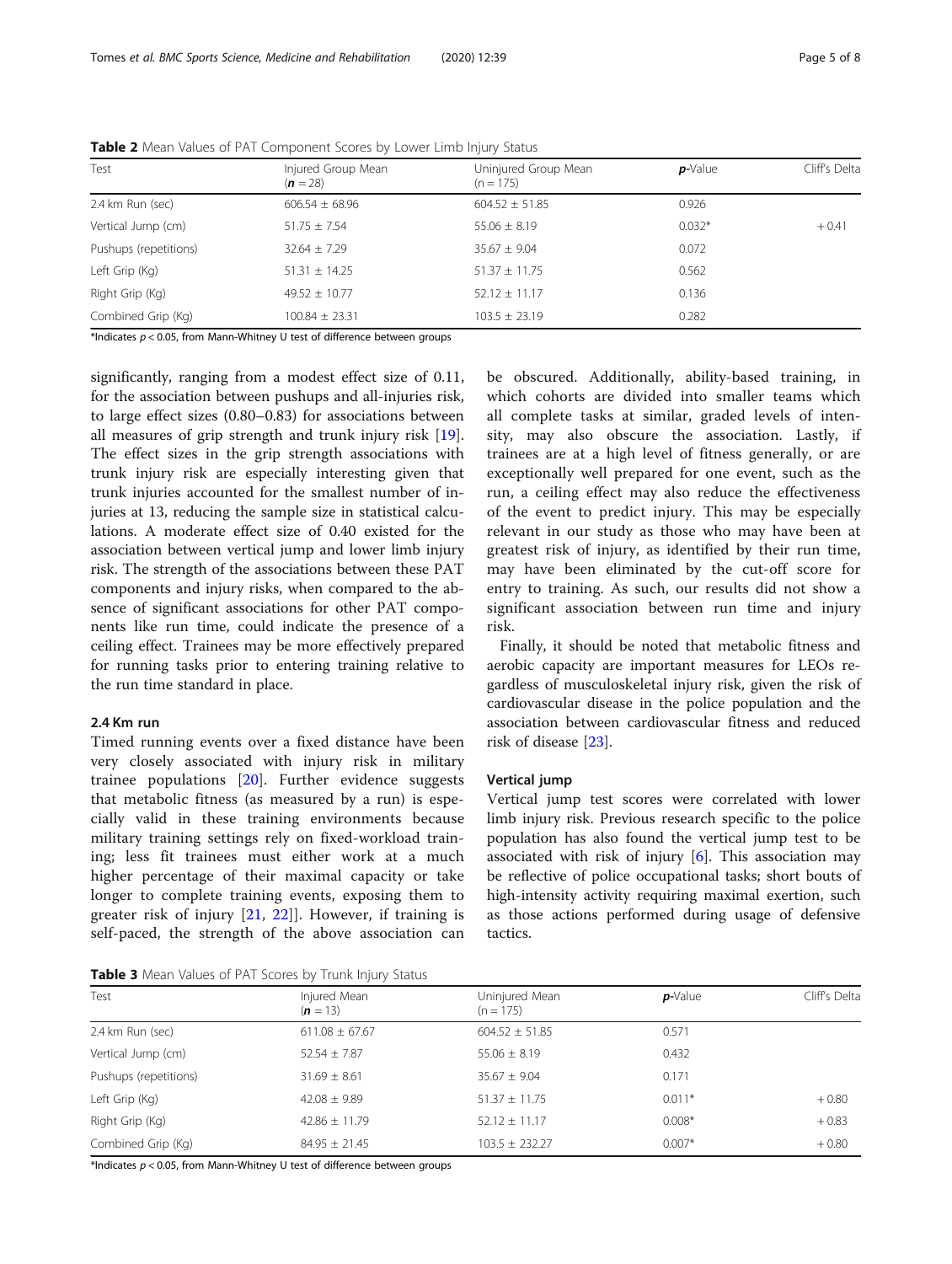**Table 2** Mean Values of PAT Component Scores by Lower Limb Injury Status

| Test | Injured Group Mean (*n* = 28) | Uninjured Group Mean (n = 175) | *p*-Value | Cliff's Delta |
|---|---|---|---|---|
| 2.4 km Run (sec) | 606.54 ± 68.96 | 604.52 ± 51.85 | 0.926 | |
| Vertical Jump (cm) | 51.75 ± 7.54 | 55.06 ± 8.19 | 0.032* | + 0.41 |
| Pushups (repetitions) | 32.64 ± 7.29 | 35.67 ± 9.04 | 0.072 | |
| Left Grip (Kg) | 51.31 ± 14.25 | 51.37 ± 11.75 | 0.562 | |
| Right Grip (Kg) | 49.52 ± 10.77 | 52.12 ± 11.17 | 0.136 | |
| Combined Grip (Kg) | 100.84 ± 23.31 | 103.5 ± 23.19 | 0.282 | |

*Indicates $p < 0.05$, from Mann-Whitney U test of difference between groups

significantly, ranging from a modest effect size of 0.11, for the association between pushups and all-injuries risk, to large effect sizes (0.80–0.83) for associations between all measures of grip strength and trunk injury risk [19]. The effect sizes in the grip strength associations with trunk injury risk are especially interesting given that trunk injuries accounted for the smallest number of injuries at 13, reducing the sample size in statistical calculations. A moderate effect size of 0.40 existed for the association between vertical jump and lower limb injury risk. The strength of the associations between these PAT components and injury risks, when compared to the absence of significant associations for other PAT components like run time, could indicate the presence of a ceiling effect. Trainees may be more effectively prepared for running tasks prior to entering training relative to the run time standard in place.

### 2.4 Km run

Timed running events over a fixed distance have been very closely associated with injury risk in military trainee populations [20]. Further evidence suggests that metabolic fitness (as measured by a run) is especially valid in these training environments because military training settings rely on fixed-workload training; less fit trainees must either work at a much higher percentage of their maximal capacity or take longer to complete training events, exposing them to greater risk of injury [21, 22]]. However, if training is self-paced, the strength of the above association can be obscured. Additionally, ability-based training, in which cohorts are divided into smaller teams which all complete tasks at similar, graded levels of intensity, may also obscure the association. Lastly, if trainees are at a high level of fitness generally, or are exceptionally well prepared for one event, such as the run, a ceiling effect may also reduce the effectiveness of the event to predict injury. This may be especially relevant in our study as those who may have been at greatest risk of injury, as identified by their run time, may have been eliminated by the cut-off score for entry to training. As such, our results did not show a significant association between run time and injury risk.

Finally, it should be noted that metabolic fitness and aerobic capacity are important measures for LEOs regardless of musculoskeletal injury risk, given the risk of cardiovascular disease in the police population and the association between cardiovascular fitness and reduced risk of disease [23].

### Vertical jump

Vertical jump test scores were correlated with lower limb injury risk. Previous research specific to the police population has also found the vertical jump test to be associated with risk of injury [6]. This association may be reflective of police occupational tasks; short bouts of high-intensity activity requiring maximal exertion, such as those actions performed during usage of defensive tactics.

**Table 3** Mean Values of PAT Scores by Trunk Injury Status

| Test | Injured Mean (*n* = 13) | Uninjured Mean (n = 175) | *p*-Value | Cliff's Delta |
|---|---|---|---|---|
| 2.4 km Run (sec) | 611.08 ± 67.67 | 604.52 ± 51.85 | 0.571 | |
| Vertical Jump (cm) | 52.54 ± 7.87 | 55.06 ± 8.19 | 0.432 | |
| Pushups (repetitions) | 31.69 ± 8.61 | 35.67 ± 9.04 | 0.171 | |
| Left Grip (Kg) | 42.08 ± 9.89 | 51.37 ± 11.75 | 0.011* | + 0.80 |
| Right Grip (Kg) | 42.86 ± 11.79 | 52.12 ± 11.17 | 0.008* | + 0.83 |
| Combined Grip (Kg) | 84.95 ± 21.45 | 103.5 ± 232.27 | 0.007* | + 0.80 |

*Indicates $p < 0.05$, from Mann-Whitney U test of difference between groups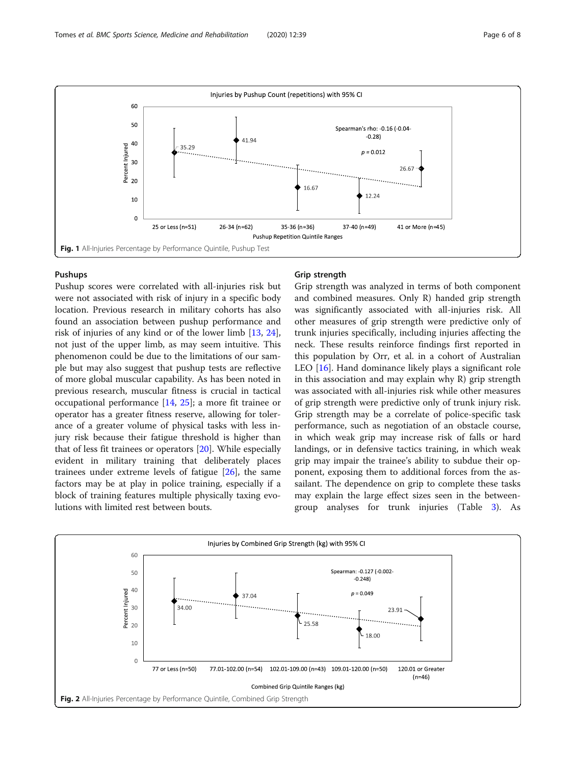Fig. 1 All-Injuries Percentage by Performance Quintile, Pushup Test

### Pushups

Pushup scores were correlated with all-injuries risk but were not associated with risk of injury in a specific body location. Previous research in military cohorts has also found an association between pushup performance and risk of injuries of any kind or of the lower limb [13, 24], not just of the upper limb, as may seem intuitive. This phenomenon could be due to the limitations of our sample but may also suggest that pushup tests are reflective of more global muscular capability. As has been noted in previous research, muscular fitness is crucial in tactical occupational performance [14, 25]; a more fit trainee or operator has a greater fitness reserve, allowing for tolerance of a greater volume of physical tasks with less injury risk because their fatigue threshold is higher than that of less fit trainees or operators [20]. While especially evident in military training that deliberately places trainees under extreme levels of fatigue [26], the same factors may be at play in police training, especially if a block of training features multiple physically taxing evolutions with limited rest between bouts.

### Grip strength

Grip strength was analyzed in terms of both component and combined measures. Only R) handed grip strength was significantly associated with all-injuries risk. All other measures of grip strength were predictive only of trunk injuries specifically, including injuries affecting the neck. These results reinforce findings first reported in this population by Orr, et al. in a cohort of Australian LEO [16]. Hand dominance likely plays a significant role in this association and may explain why R) grip strength was associated with all-injuries risk while other measures of grip strength were predictive only of trunk injury risk. Grip strength may be a correlate of police-specific task performance, such as negotiation of an obstacle course, in which weak grip may increase risk of falls or hard landings, or in defensive tactics training, in which weak grip may impair the trainee's ability to subdue their opponent, exposing them to additional forces from the assailant. The dependence on grip to complete these tasks may explain the large effect sizes seen in the between-group analyses for trunk injuries (Table 3). As

Fig. 2 All-Injuries Percentage by Performance Quintile, Combined Grip Strength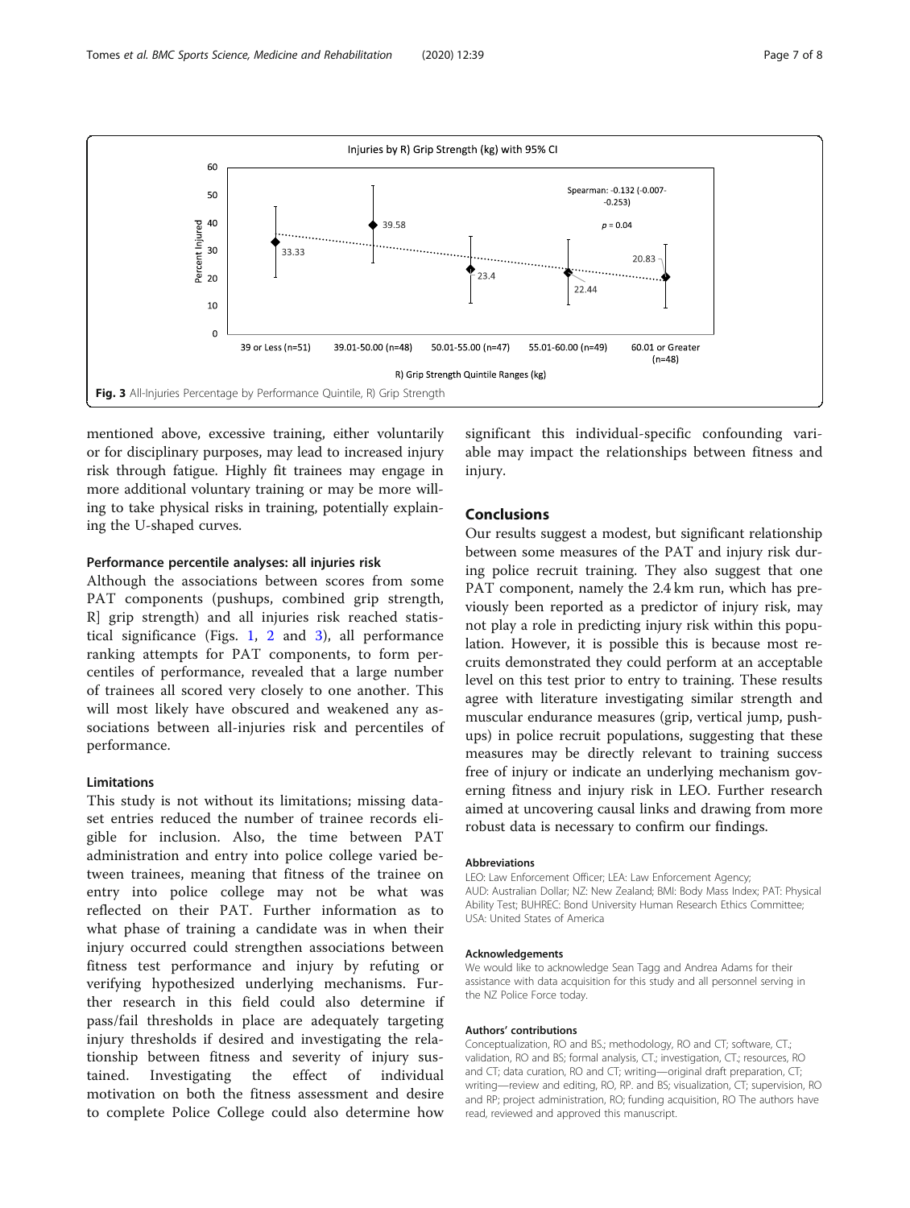Fig. 3 All-Injuries Percentage by Performance Quintile, R) Grip Strength

mentioned above, excessive training, either voluntarily or for disciplinary purposes, may lead to increased injury risk through fatigue. Highly fit trainees may engage in more additional voluntary training or may be more willing to take physical risks in training, potentially explaining the U-shaped curves.

### Performance percentile analyses: all injuries risk

Although the associations between scores from some PAT components (pushups, combined grip strength, R] grip strength) and all injuries risk reached statistical significance (Figs. 1, 2 and 3), all performance ranking attempts for PAT components, to form percentiles of performance, revealed that a large number of trainees all scored very closely to one another. This will most likely have obscured and weakened any associations between all-injuries risk and percentiles of performance.

### Limitations

This study is not without its limitations; missing dataset entries reduced the number of trainee records eligible for inclusion. Also, the time between PAT administration and entry into police college varied between trainees, meaning that fitness of the trainee on entry into police college may not be what was reflected on their PAT. Further information as to what phase of training a candidate was in when their injury occurred could strengthen associations between fitness test performance and injury by refuting or verifying hypothesized underlying mechanisms. Further research in this field could also determine if pass/fail thresholds in place are adequately targeting injury thresholds if desired and investigating the relationship between fitness and severity of injury sustained. Investigating the effect of individual motivation on both the fitness assessment and desire to complete Police College could also determine how significant this individual-specific confounding variable may impact the relationships between fitness and injury.

## Conclusions

Our results suggest a modest, but significant relationship between some measures of the PAT and injury risk during police recruit training. They also suggest that one PAT component, namely the 2.4 km run, which has previously been reported as a predictor of injury risk, may not play a role in predicting injury risk within this population. However, it is possible this is because most recruits demonstrated they could perform at an acceptable level on this test prior to entry to training. These results agree with literature investigating similar strength and muscular endurance measures (grip, vertical jump, pushups) in police recruit populations, suggesting that these measures may be directly relevant to training success free of injury or indicate an underlying mechanism governing fitness and injury risk in LEO. Further research aimed at uncovering causal links and drawing from more robust data is necessary to confirm our findings.

#### Abbreviations

LEO: Law Enforcement Officer; LEA: Law Enforcement Agency; AUD: Australian Dollar; NZ: New Zealand; BMI: Body Mass Index; PAT: Physical Ability Test; BUHREC: Bond University Human Research Ethics Committee; USA: United States of America

#### Acknowledgements

We would like to acknowledge Sean Tagg and Andrea Adams for their assistance with data acquisition for this study and all personnel serving in the NZ Police Force today.

#### Authors' contributions

Conceptualization, RO and BS.; methodology, RO and CT; software, CT.; validation, RO and BS; formal analysis, CT.; investigation, CT.; resources, RO and CT; data curation, RO and CT; writing—original draft preparation, CT; writing—review and editing, RO, RP. and BS; visualization, CT; supervision, RO and RP; project administration, RO; funding acquisition, RO The authors have read, reviewed and approved this manuscript.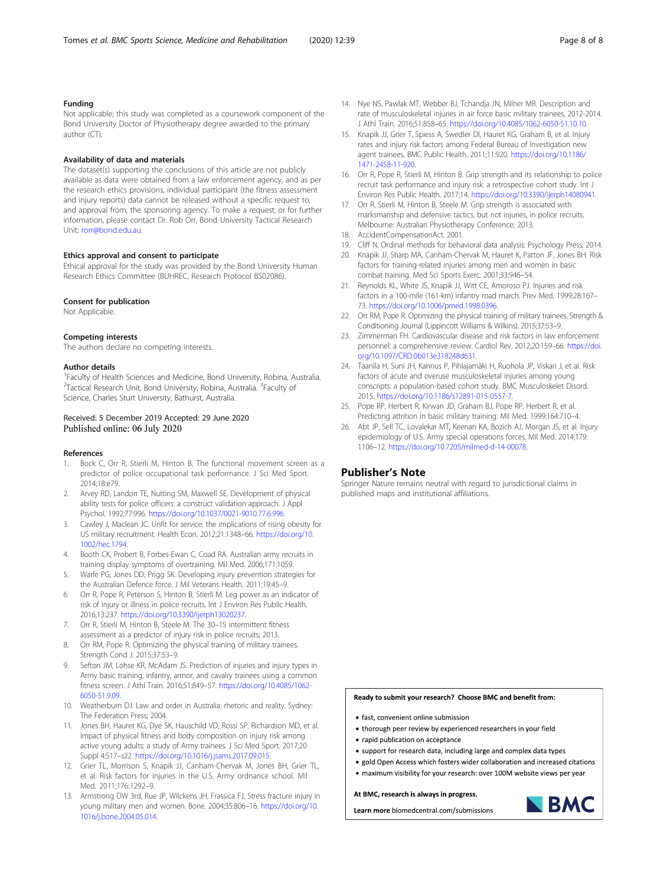#### Funding

Not applicable; this study was completed as a coursework component of the Bond University Doctor of Physiotherapy degree awarded to the primary author (CT).

#### Availability of data and materials

The dataset(s) supporting the conclusions of this article are not publicly available as data were obtained from a law enforcement agency, and as per the research ethics provisions, individual participant (the fitness assessment and injury reports) data cannot be released without a specific request to, and approval from, the sponsoring agency. To make a request, or for further information, please contact Dr. Rob Orr, Bond University Tactical Research Unit; rorr@bond.edu.au.

#### Ethics approval and consent to participate

Ethical approval for the study was provided by the Bond University Human Research Ethics Committee (BUHREC, Research Protocol BS02086).

#### Consent for publication

Not Applicable.

#### Competing interests

The authors declare no competing interests.

#### Author details

[1]Faculty of Health Sciences and Medicine, Bond University, Robina, Australia. [2]Tactical Research Unit, Bond University, Robina, Australia. [3]Faculty of Science, Charles Sturt University, Bathurst, Australia.

Received: 5 December 2019 Accepted: 29 June 2020
Published online: 06 July 2020

#### References

1. Bock C, Orr R, Stierli M, Hinton B. The functional movement screen as a predictor of police occupational task performance. J Sci Med Sport. 2014;18:e79.
2. Arvey RD, Landon TE, Nutting SM, Maxwell SE. Development of physical ability tests for police officers: a construct validation approach. J Appl Psychol. 1992;77:996. https://doi.org/10.1037/0021-9010.77.6.996.
3. Cawley J, Maclean JC. Unfit for service: the implications of rising obesity for US military recruitment. Health Econ. 2012;21:1348–66. https://doi.org/10.1002/hec.1794.
4. Booth CK, Probert B, Forbes-Ewan C, Coad RA. Australian army recruits in training display symptoms of overtraining. Mil Med. 2006;171:1059.
5. Warfe PG, Jones DD, Prigg SK. Developing injury prevention strategies for the Australian Defence force. J Mil Veterans Health. 2011;19:45–9.
6. Orr R, Pope R, Peterson S, Hinton B, Stierli M. Leg power as an indicator of risk of injury or illness in police recruits. Int J Environ Res Public Health. 2016;13:237. https://doi.org/10.3390/ijerph13020237.
7. Orr R, Stierli M, Hinton B, Steele M. The 30–15 intermittent fitness assessment as a predictor of injury risk in police recruits; 2013.
8. Orr RM, Pope R. Optimizing the physical training of military trainees. Strength Cond J. 2015;37:53–9.
9. Sefton JM, Lohse KR, McAdam JS. Prediction of injuries and injury types in Army basic training, infantry, armor, and cavalry trainees using a common fitness screen. J Athl Train. 2016;51:849–57. https://doi.org/10.4085/1062-6050-51.9.09.
10. Weatherburn DJ. Law and order in Australia: rhetoric and reality. Sydney: The Federation Press; 2004.
11. Jones BH, Hauret KG, Dye SK, Hauschild VD, Rossi SP, Richardson MD, et al. Impact of physical fitness and body composition on injury risk among active young adults: a study of Army trainees. J Sci Med Sport. 2017;20 Suppl 4:S17–s22. https://doi.org/10.1016/j.jsams.2017.09.015.
12. Grier TL, Morrison S, Knapik JJ, Canham-Chervak M, Jones BH, Grier TL, et al. Risk factors for injuries in the U.S. Army ordnance school. Mil Med. 2011;176:1292–9.
13. Armstrong DW 3rd, Rue JP, Wilckens JH, Frassica FJ. Stress fracture injury in young military men and women. Bone. 2004;35:806–16. https://doi.org/10.1016/j.bone.2004.05.014.
14. Nye NS, Pawlak MT, Webber BJ, Tchandja JN, Milner MR. Description and rate of musculoskeletal injuries in air force basic military trainees, 2012-2014. J Athl Train. 2016;51:858–65. https://doi.org/10.4085/1062-6050-51.10.10.
15. Knapik JJ, Grier T, Spiess A, Swedler DI, Hauret KG, Graham B, et al. Injury rates and injury risk factors among Federal Bureau of Investigation new agent trainees. BMC Public Health. 2011;11:920. https://doi.org/10.1186/1471-2458-11-920.
16. Orr R, Pope R, Stierli M, Hinton B. Grip strength and its relationship to police recruit task performance and injury risk: a retrospective cohort study. Int J Environ Res Public Health. 2017;14. https://doi.org/10.3390/ijerph14080941.
17. Orr R, Stierli M, Hinton B, Steele M. Grip strength is associated with marksmanship and defensive tactics, but not injuries, in police recruits. Melbourne: Australian Physiotherapy Conference; 2013.
18. AccidentCompensationAct. 2001.
19. Cliff N. Ordinal methods for behavioral data analysis: Psychology Press; 2014.
20. Knapik JJ, Sharp MA, Canham-Chervak M, Hauret K, Patton JF, Jones BH. Risk factors for training-related injuries among men and women in basic combat training. Med Sci Sports Exerc. 2001;33:946–54.
21. Reynolds KL, White JS, Knapik JJ, Witt CE, Amoroso PJ. Injuries and risk factors in a 100-mile (161-km) infantry road march. Prev Med. 1999;28:167–73. https://doi.org/10.1006/pmed.1998.0396.
22. Orr RM, Pope R. Optimizing the physical training of military trainees. Strength & Conditioning Journal (Lippincott Williams & Wilkins). 2015;37:53–9.
23. Zimmerman FH. Cardiovascular disease and risk factors in law enforcement personnel: a comprehensive review. Cardiol Rev. 2012;20:159–66. https://doi.org/10.1097/CRD.0b013e318248d631.
24. Taanila H, Suni JH, Kannus P, Pihlajamäki H, Ruohola JP, Viskari J, et al. Risk factors of acute and overuse musculoskeletal injuries among young conscripts: a population-based cohort study. BMC Musculoskelet Disord. 2015. https://doi.org/10.1186/s12891-015-0557-7.
25. Pope RP, Herbert R, Kirwan JD, Graham BJ, Pope RP, Herbert R, et al. Predicting attrition in basic military training. Mil Med. 1999;164:710–4.
26. Abt JP, Sell TC, Lovalekar MT, Keenan KA, Bozich AJ, Morgan JS, et al. Injury epidemiology of U.S. Army special operations forces. Mil Med. 2014;179:1106–12. https://doi.org/10.7205/milmed-d-14-00078.

## Publisher's Note

Springer Nature remains neutral with regard to jurisdictional claims in published maps and institutional affiliations.

**Ready to submit your research? Choose BMC and benefit from:**

- fast, convenient online submission
- thorough peer review by experienced researchers in your field
- rapid publication on acceptance
- support for research data, including large and complex data types
- gold Open Access which fosters wider collaboration and increased citations
- maximum visibility for your research: over 100M website views per year

**At BMC, research is always in progress.**

**Learn more** biomedcentral.com/submissions